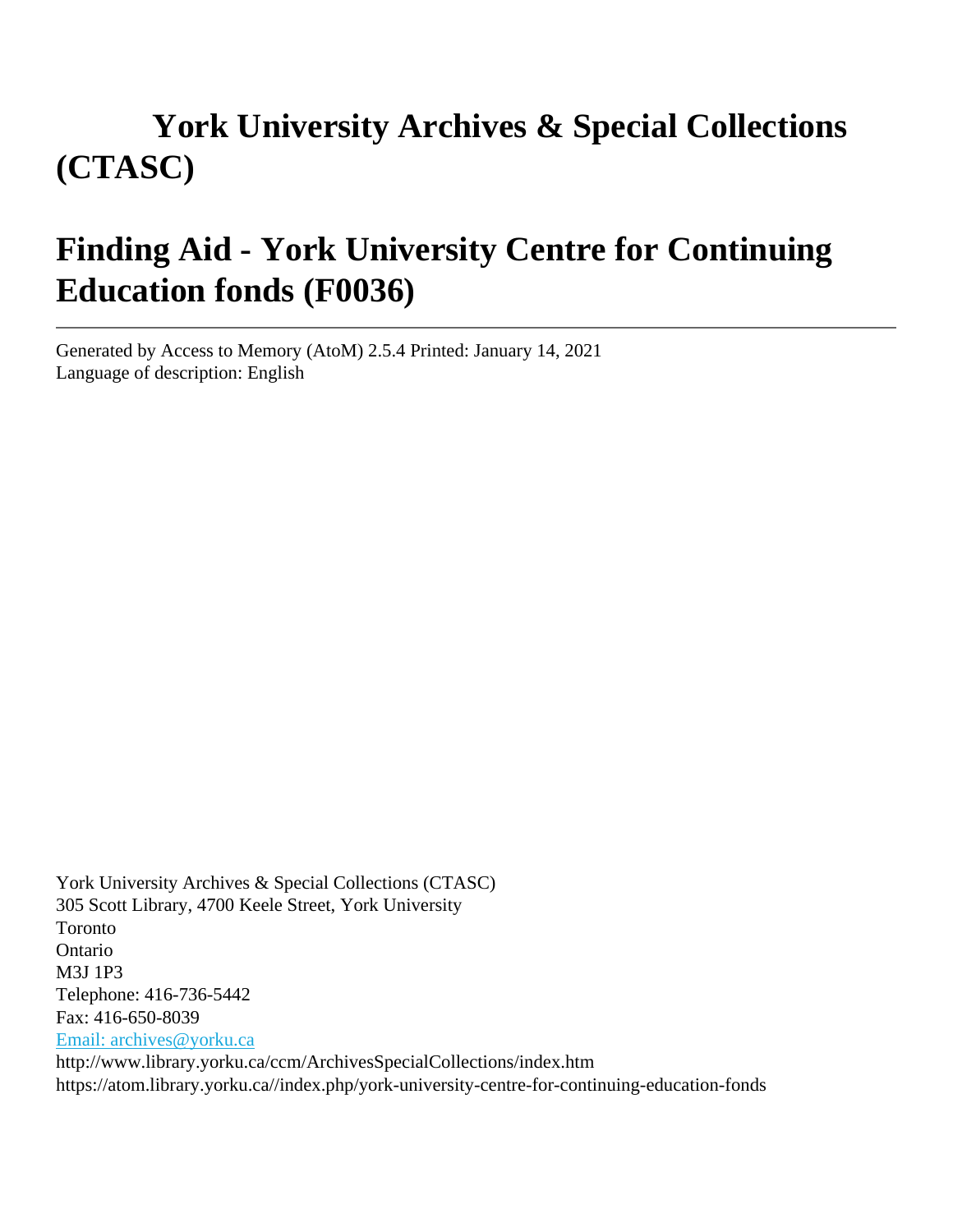# York University Archives & Special Collections (CTASC)

# Finding Aid - York University Centre for Continuing Education fonds (F0036)

---

Generated by Access to Memory (AtoM) 2.5.4 Printed: January 14, 2021
Language of description: English

York University Archives & Special Collections (CTASC)
305 Scott Library, 4700 Keele Street, York University
Toronto
Ontario
M3J 1P3
Telephone: 416-736-5442
Fax: 416-650-8039
[Email: archives@yorku.ca](mailto:archives@yorku.ca)
http://www.library.yorku.ca/ccm/ArchivesSpecialCollections/index.htm
https://atom.library.yorku.ca//index.php/york-university-centre-for-continuing-education-fonds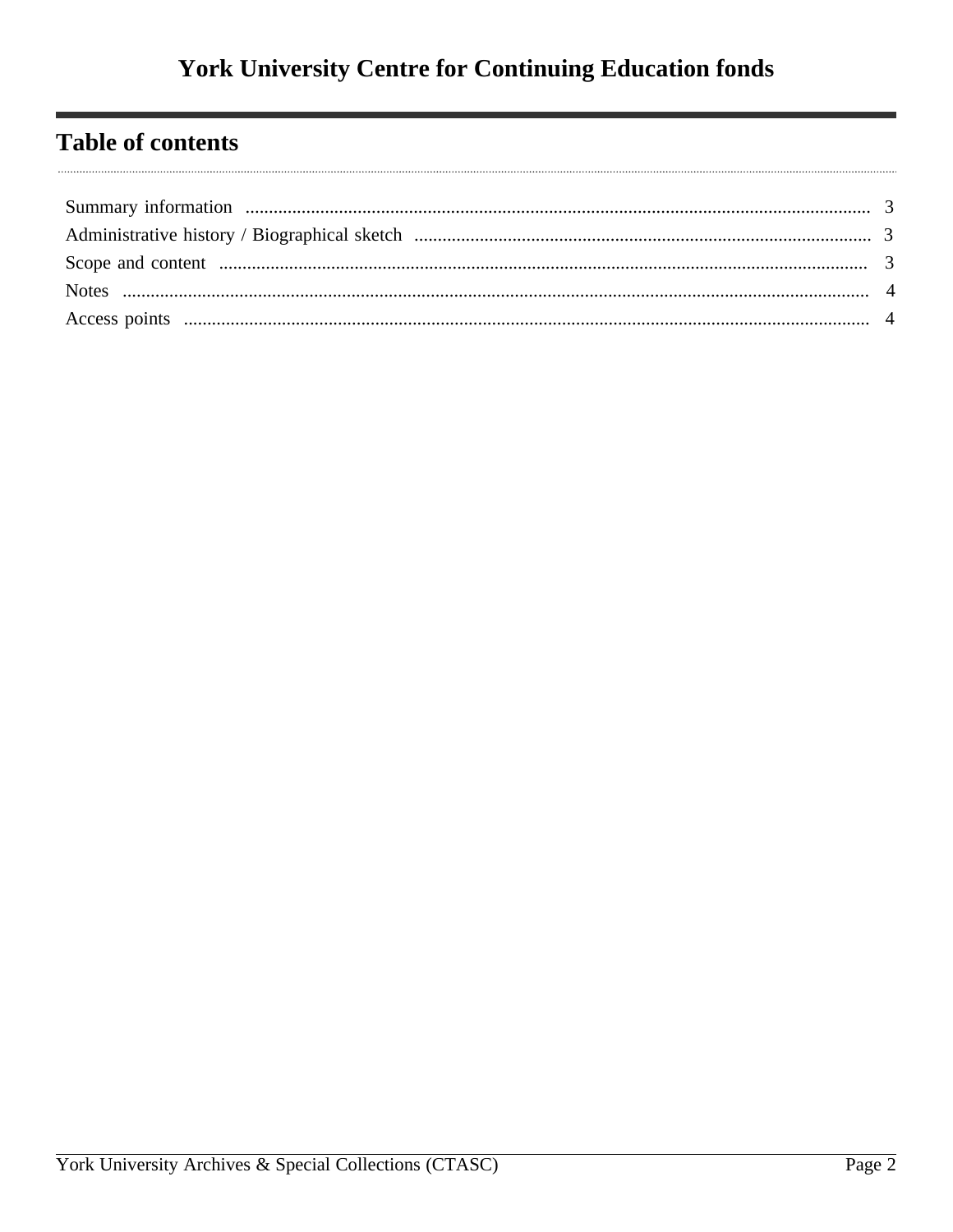# York University Centre for Continuing Education fonds

## Table of contents

| | |
|---|---|
| Summary information | 3 |
| Administrative history / Biographical sketch | 3 |
| Scope and content | 3 |
| Notes | 4 |
| Access points | 4 |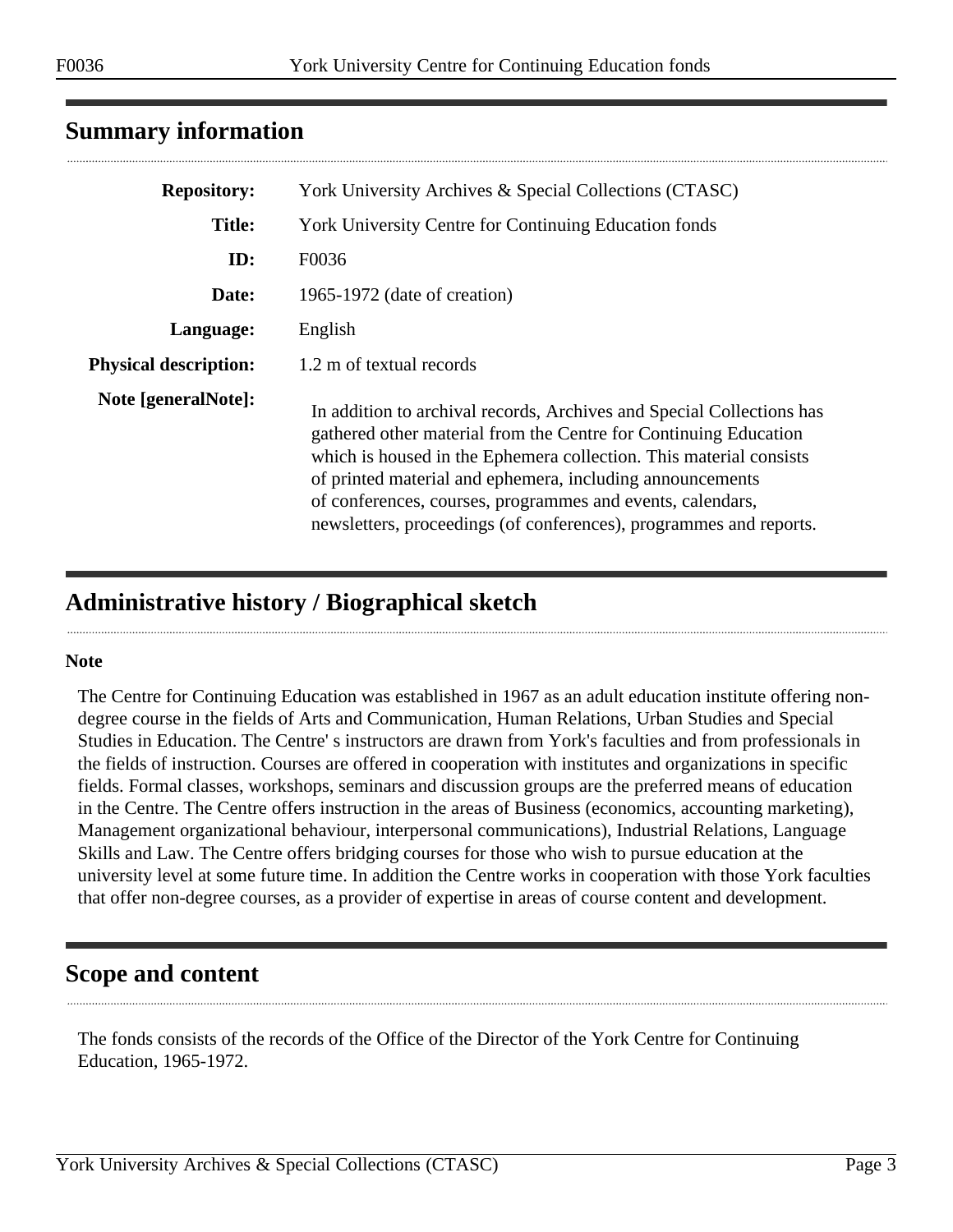## Summary information

| | |
|---|---|
| **Repository:** | York University Archives & Special Collections (CTASC) |
| **Title:** | York University Centre for Continuing Education fonds |
| **ID:** | F0036 |
| **Date:** | 1965-1972 (date of creation) |
| **Language:** | English |
| **Physical description:** | 1.2 m of textual records |
| **Note [generalNote]:** | In addition to archival records, Archives and Special Collections has gathered other material from the Centre for Continuing Education which is housed in the Ephemera collection. This material consists of printed material and ephemera, including announcements of conferences, courses, programmes and events, calendars, newsletters, proceedings (of conferences), programmes and reports. |

## Administrative history / Biographical sketch

**Note**

The Centre for Continuing Education was established in 1967 as an adult education institute offering non-degree course in the fields of Arts and Communication, Human Relations, Urban Studies and Special Studies in Education. The Centre' s instructors are drawn from York's faculties and from professionals in the fields of instruction. Courses are offered in cooperation with institutes and organizations in specific fields. Formal classes, workshops, seminars and discussion groups are the preferred means of education in the Centre. The Centre offers instruction in the areas of Business (economics, accounting marketing), Management organizational behaviour, interpersonal communications), Industrial Relations, Language Skills and Law. The Centre offers bridging courses for those who wish to pursue education at the university level at some future time. In addition the Centre works in cooperation with those York faculties that offer non-degree courses, as a provider of expertise in areas of course content and development.

## Scope and content

The fonds consists of the records of the Office of the Director of the York Centre for Continuing Education, 1965-1972.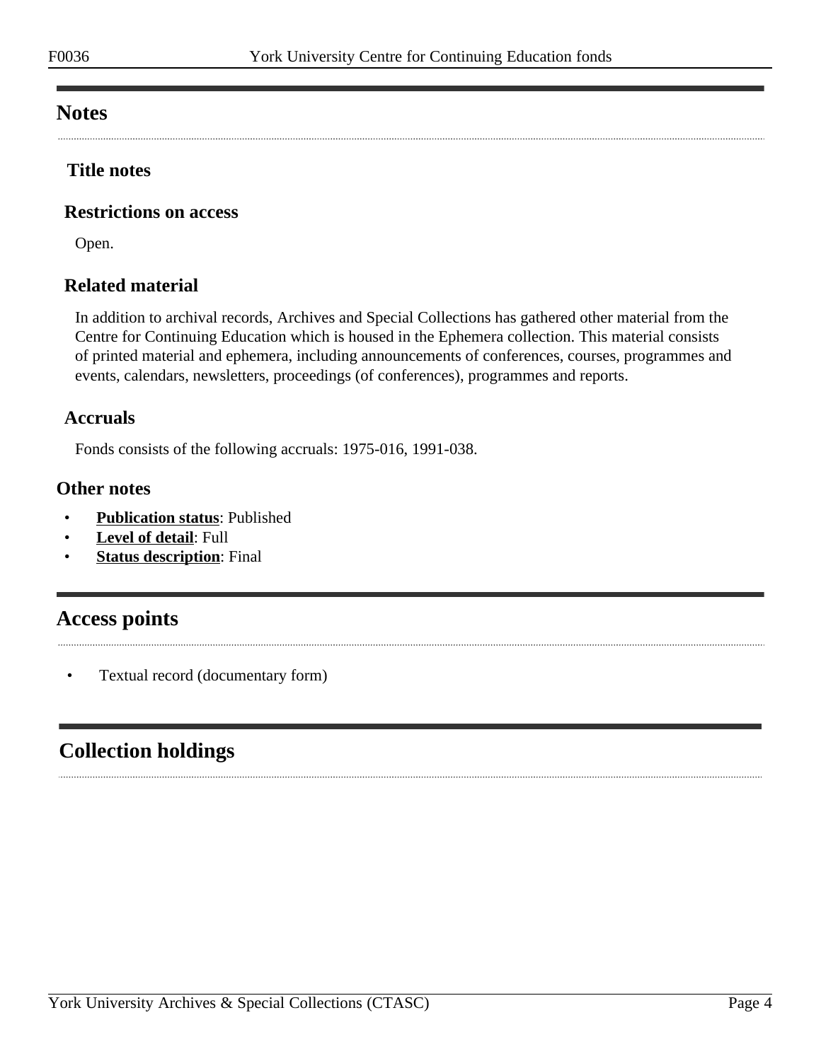## Notes

### Title notes

### Restrictions on access

Open.

### Related material

In addition to archival records, Archives and Special Collections has gathered other material from the Centre for Continuing Education which is housed in the Ephemera collection. This material consists of printed material and ephemera, including announcements of conferences, courses, programmes and events, calendars, newsletters, proceedings (of conferences), programmes and reports.

### Accruals

Fonds consists of the following accruals: 1975-016, 1991-038.

### Other notes

- **Publication status**: Published
- **Level of detail**: Full
- **Status description**: Final

## Access points

- Textual record (documentary form)

## Collection holdings